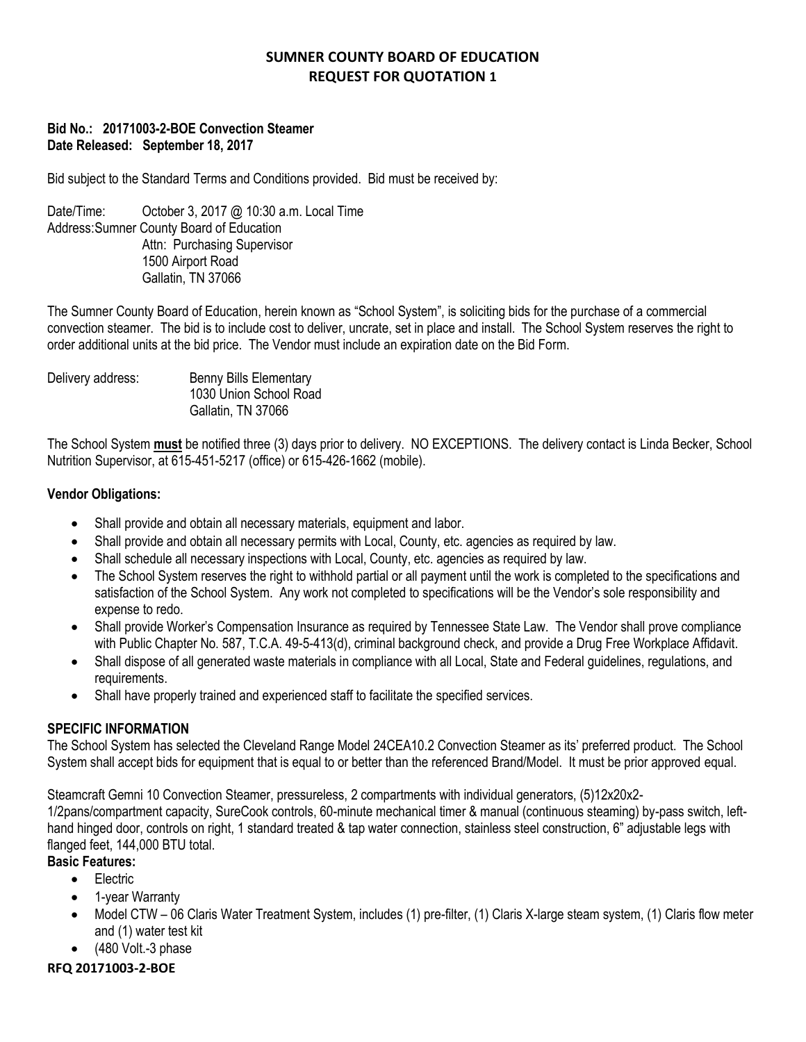# SUMNER COUNTY BOARD OF EDUCATION
## REQUEST FOR QUOTATION 1

**Bid No.: 20171003-2-BOE Convection Steamer**
**Date Released: September 18, 2017**

Bid subject to the Standard Terms and Conditions provided. Bid must be received by:

Date/Time: October 3, 2017 @ 10:30 a.m. Local Time
Address: Sumner County Board of Education
Attn: Purchasing Supervisor
1500 Airport Road
Gallatin, TN 37066

The Sumner County Board of Education, herein known as "School System", is soliciting bids for the purchase of a commercial convection steamer. The bid is to include cost to deliver, uncrate, set in place and install. The School System reserves the right to order additional units at the bid price. The Vendor must include an expiration date on the Bid Form.

Delivery address: Benny Bills Elementary
1030 Union School Road
Gallatin, TN 37066

The School System **must** be notified three (3) days prior to delivery. NO EXCEPTIONS. The delivery contact is Linda Becker, School Nutrition Supervisor, at 615-451-5217 (office) or 615-426-1662 (mobile).

**Vendor Obligations:**

- Shall provide and obtain all necessary materials, equipment and labor.
- Shall provide and obtain all necessary permits with Local, County, etc. agencies as required by law.
- Shall schedule all necessary inspections with Local, County, etc. agencies as required by law.
- The School System reserves the right to withhold partial or all payment until the work is completed to the specifications and satisfaction of the School System. Any work not completed to specifications will be the Vendor's sole responsibility and expense to redo.
- Shall provide Worker's Compensation Insurance as required by Tennessee State Law. The Vendor shall prove compliance with Public Chapter No. 587, T.C.A. 49-5-413(d), criminal background check, and provide a Drug Free Workplace Affidavit.
- Shall dispose of all generated waste materials in compliance with all Local, State and Federal guidelines, regulations, and requirements.
- Shall have properly trained and experienced staff to facilitate the specified services.

**SPECIFIC INFORMATION**

The School System has selected the Cleveland Range Model 24CEA10.2 Convection Steamer as its' preferred product. The School System shall accept bids for equipment that is equal to or better than the referenced Brand/Model. It must be prior approved equal.

Steamcraft Gemni 10 Convection Steamer, pressureless, 2 compartments with individual generators, (5)12x20x2-1/2pans/compartment capacity, SureCook controls, 60-minute mechanical timer & manual (continuous steaming) by-pass switch, left-hand hinged door, controls on right, 1 standard treated & tap water connection, stainless steel construction, 6" adjustable legs with flanged feet, 144,000 BTU total.

**Basic Features:**

- Electric
- 1-year Warranty
- Model CTW – 06 Claris Water Treatment System, includes (1) pre-filter, (1) Claris X-large steam system, (1) Claris flow meter and (1) water test kit
- (480 Volt.-3 phase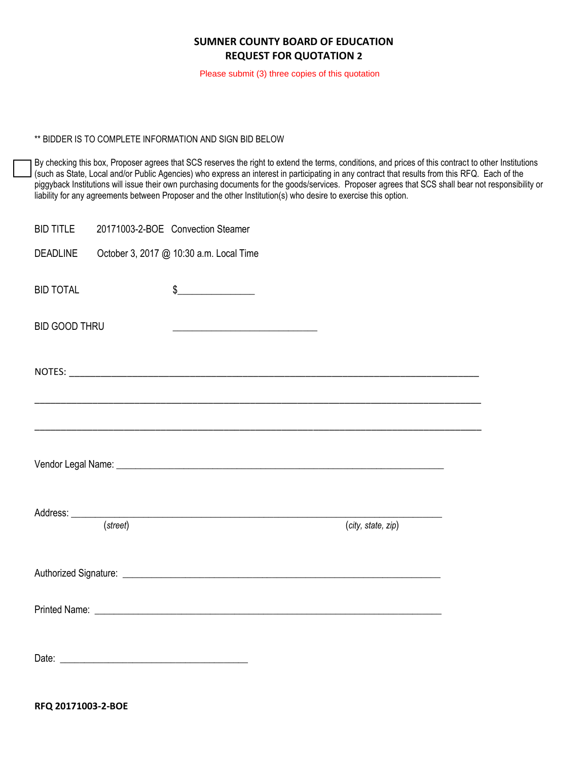# SUMNER COUNTY BOARD OF EDUCATION
## REQUEST FOR QUOTATION 2

Please submit (3) three copies of this quotation

** BIDDER IS TO COMPLETE INFORMATION AND SIGN BID BELOW

☐ By checking this box, Proposer agrees that SCS reserves the right to extend the terms, conditions, and prices of this contract to other Institutions (such as State, Local and/or Public Agencies) who express an interest in participating in any contract that results from this RFQ. Each of the piggyback Institutions will issue their own purchasing documents for the goods/services. Proposer agrees that SCS shall bear not responsibility or liability for any agreements between Proposer and the other Institution(s) who desire to exercise this option.

BID TITLE 20171003-2-BOE Convection Steamer

DEADLINE October 3, 2017 @ 10:30 a.m. Local Time

BID TOTAL $_______________

BID GOOD THRU ____________________________

NOTES: ____________________________________________________________________________________

____________________________________________________________________________________________

____________________________________________________________________________________________

Vendor Legal Name: ______________________________________________________________

Address: ___________________________________________________________________
(*street*) (*city, state, zip*)

Authorized Signature: _____________________________________________________________

Printed Name: ___________________________________________________________________

Date: _____________________________________

**RFQ 20171003-2-BOE**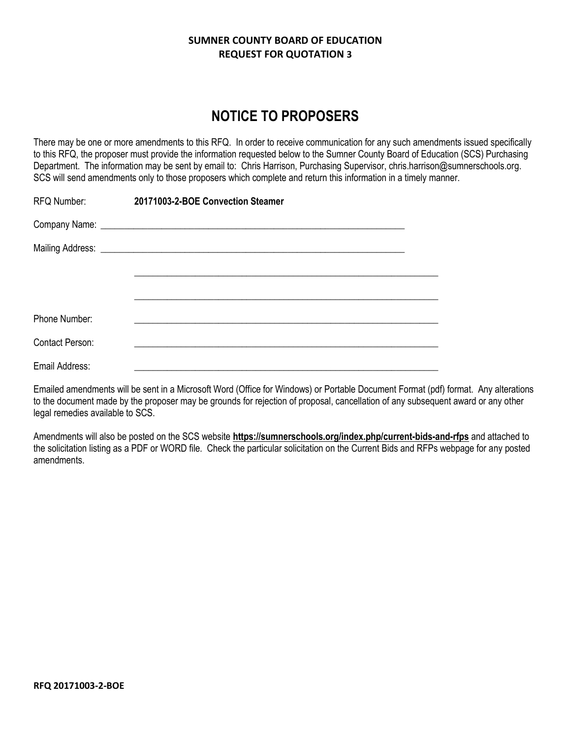**SUMNER COUNTY BOARD OF EDUCATION**
**REQUEST FOR QUOTATION 3**

# NOTICE TO PROPOSERS

There may be one or more amendments to this RFQ. In order to receive communication for any such amendments issued specifically to this RFQ, the proposer must provide the information requested below to the Sumner County Board of Education (SCS) Purchasing Department. The information may be sent by email to: Chris Harrison, Purchasing Supervisor, chris.harrison@sumnerschools.org. SCS will send amendments only to those proposers which complete and return this information in a timely manner.

RFQ Number: **20171003-2-BOE Convection Steamer**

Company Name: ___________________________________________________________________

Mailing Address: ___________________________________________________________________

___________________________________________________________________

___________________________________________________________________

Phone Number: ___________________________________________________________________

Contact Person: ___________________________________________________________________

Email Address: ___________________________________________________________________

Emailed amendments will be sent in a Microsoft Word (Office for Windows) or Portable Document Format (pdf) format. Any alterations to the document made by the proposer may be grounds for rejection of proposal, cancellation of any subsequent award or any other legal remedies available to SCS.

Amendments will also be posted on the SCS website **https://sumnerschools.org/index.php/current-bids-and-rfps** and attached to the solicitation listing as a PDF or WORD file. Check the particular solicitation on the Current Bids and RFPs webpage for any posted amendments.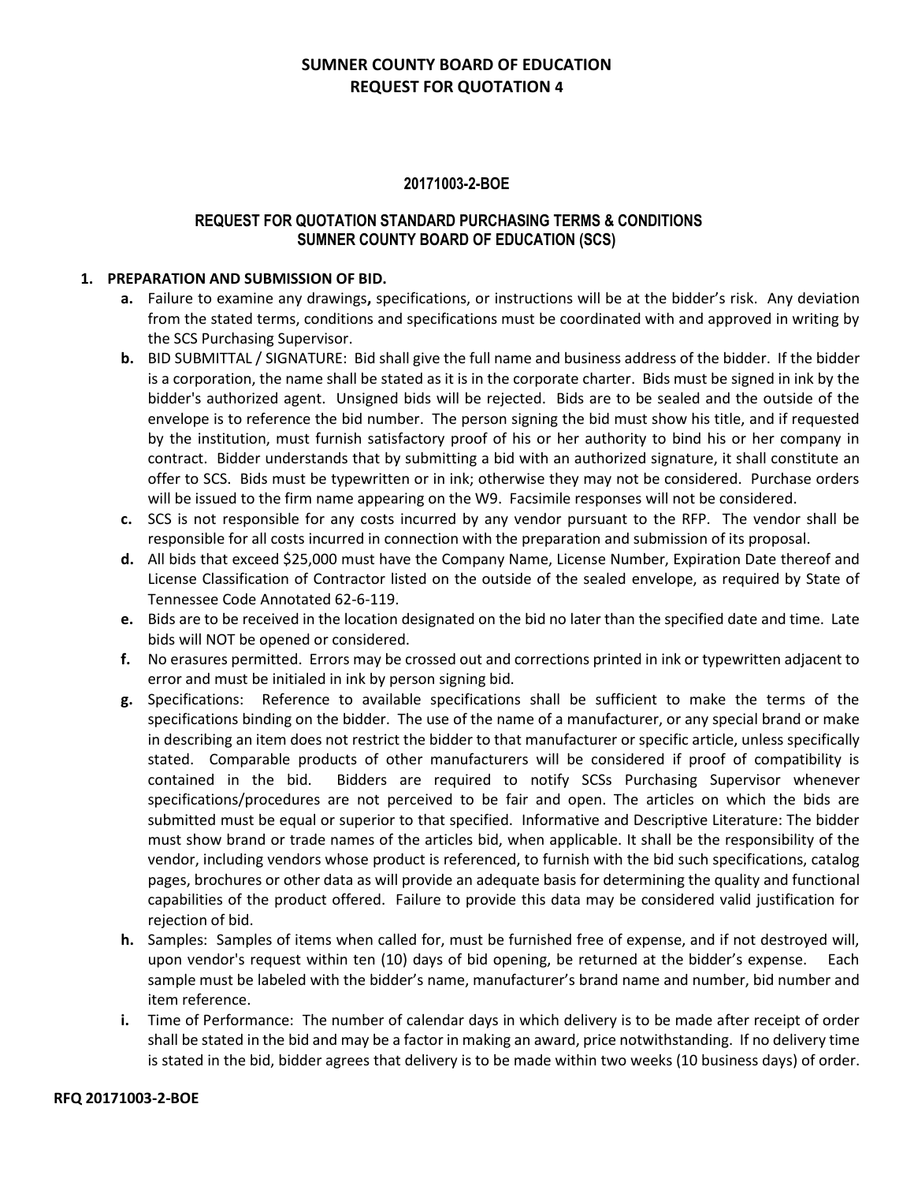# SUMNER COUNTY BOARD OF EDUCATION
# REQUEST FOR QUOTATION 4

**20171003-2-BOE**

**REQUEST FOR QUOTATION STANDARD PURCHASING TERMS & CONDITIONS**
**SUMNER COUNTY BOARD OF EDUCATION (SCS)**

1. **PREPARATION AND SUBMISSION OF BID.**
   - **a.** Failure to examine any drawings**,** specifications, or instructions will be at the bidder's risk. Any deviation from the stated terms, conditions and specifications must be coordinated with and approved in writing by the SCS Purchasing Supervisor.
   - **b.** BID SUBMITTAL / SIGNATURE: Bid shall give the full name and business address of the bidder. If the bidder is a corporation, the name shall be stated as it is in the corporate charter. Bids must be signed in ink by the bidder's authorized agent. Unsigned bids will be rejected. Bids are to be sealed and the outside of the envelope is to reference the bid number. The person signing the bid must show his title, and if requested by the institution, must furnish satisfactory proof of his or her authority to bind his or her company in contract. Bidder understands that by submitting a bid with an authorized signature, it shall constitute an offer to SCS. Bids must be typewritten or in ink; otherwise they may not be considered. Purchase orders will be issued to the firm name appearing on the W9. Facsimile responses will not be considered.
   - **c.** SCS is not responsible for any costs incurred by any vendor pursuant to the RFP. The vendor shall be responsible for all costs incurred in connection with the preparation and submission of its proposal.
   - **d.** All bids that exceed $25,000 must have the Company Name, License Number, Expiration Date thereof and License Classification of Contractor listed on the outside of the sealed envelope, as required by State of Tennessee Code Annotated 62-6-119.
   - **e.** Bids are to be received in the location designated on the bid no later than the specified date and time. Late bids will NOT be opened or considered.
   - **f.** No erasures permitted. Errors may be crossed out and corrections printed in ink or typewritten adjacent to error and must be initialed in ink by person signing bid.
   - **g.** Specifications: Reference to available specifications shall be sufficient to make the terms of the specifications binding on the bidder. The use of the name of a manufacturer, or any special brand or make in describing an item does not restrict the bidder to that manufacturer or specific article, unless specifically stated. Comparable products of other manufacturers will be considered if proof of compatibility is contained in the bid. Bidders are required to notify SCSs Purchasing Supervisor whenever specifications/procedures are not perceived to be fair and open. The articles on which the bids are submitted must be equal or superior to that specified. Informative and Descriptive Literature: The bidder must show brand or trade names of the articles bid, when applicable. It shall be the responsibility of the vendor, including vendors whose product is referenced, to furnish with the bid such specifications, catalog pages, brochures or other data as will provide an adequate basis for determining the quality and functional capabilities of the product offered. Failure to provide this data may be considered valid justification for rejection of bid.
   - **h.** Samples: Samples of items when called for, must be furnished free of expense, and if not destroyed will, upon vendor's request within ten (10) days of bid opening, be returned at the bidder's expense. Each sample must be labeled with the bidder's name, manufacturer's brand name and number, bid number and item reference.
   - **i.** Time of Performance: The number of calendar days in which delivery is to be made after receipt of order shall be stated in the bid and may be a factor in making an award, price notwithstanding. If no delivery time is stated in the bid, bidder agrees that delivery is to be made within two weeks (10 business days) of order.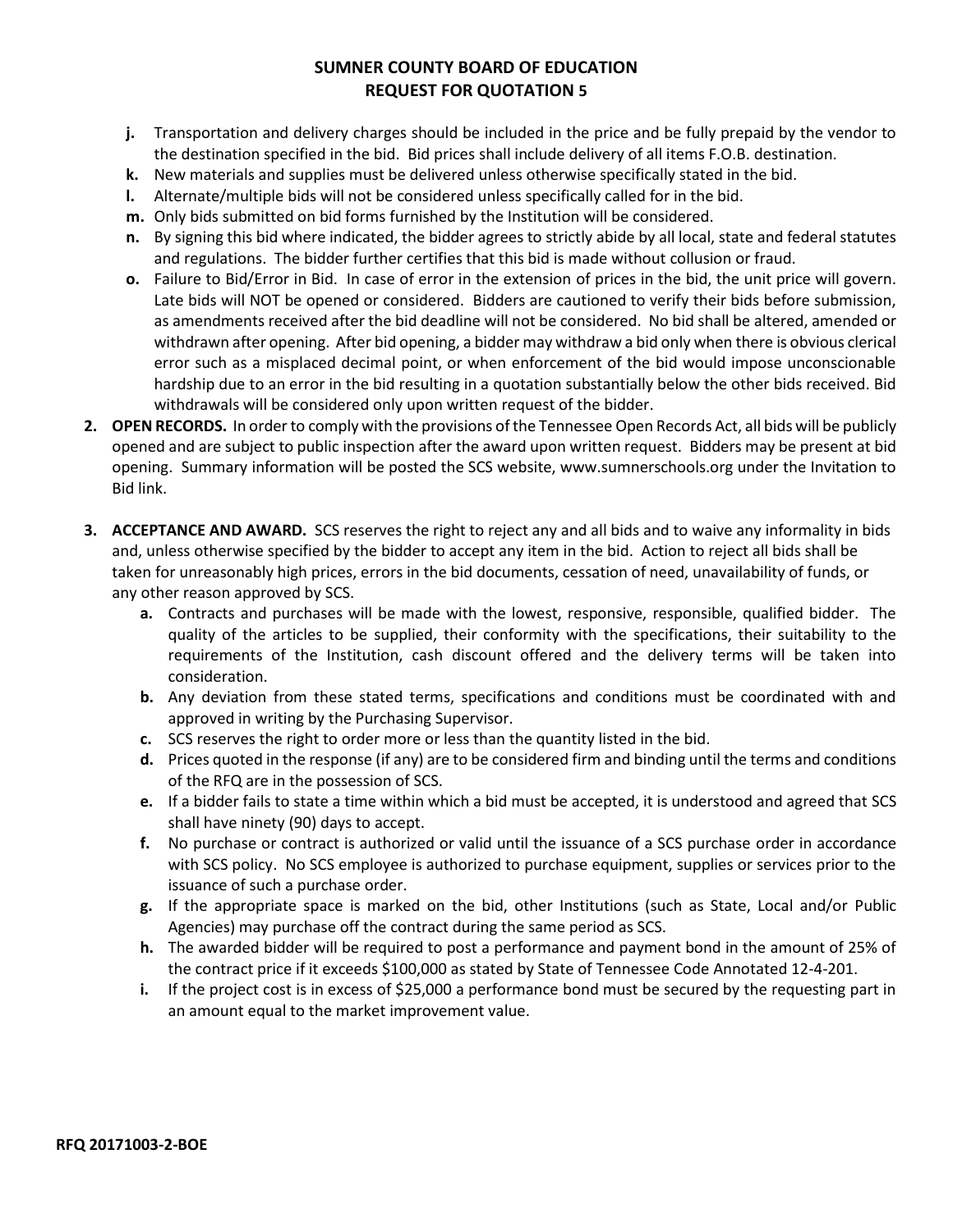**SUMNER COUNTY BOARD OF EDUCATION**
**REQUEST FOR QUOTATION 5**

- **j.** Transportation and delivery charges should be included in the price and be fully prepaid by the vendor to the destination specified in the bid. Bid prices shall include delivery of all items F.O.B. destination.
- **k.** New materials and supplies must be delivered unless otherwise specifically stated in the bid.
- **l.** Alternate/multiple bids will not be considered unless specifically called for in the bid.
- **m.** Only bids submitted on bid forms furnished by the Institution will be considered.
- **n.** By signing this bid where indicated, the bidder agrees to strictly abide by all local, state and federal statutes and regulations. The bidder further certifies that this bid is made without collusion or fraud.
- **o.** Failure to Bid/Error in Bid. In case of error in the extension of prices in the bid, the unit price will govern. Late bids will NOT be opened or considered. Bidders are cautioned to verify their bids before submission, as amendments received after the bid deadline will not be considered. No bid shall be altered, amended or withdrawn after opening. After bid opening, a bidder may withdraw a bid only when there is obvious clerical error such as a misplaced decimal point, or when enforcement of the bid would impose unconscionable hardship due to an error in the bid resulting in a quotation substantially below the other bids received. Bid withdrawals will be considered only upon written request of the bidder.

**2. OPEN RECORDS.** In order to comply with the provisions of the Tennessee Open Records Act, all bids will be publicly opened and are subject to public inspection after the award upon written request. Bidders may be present at bid opening. Summary information will be posted the SCS website, www.sumnerschools.org under the Invitation to Bid link.

**3. ACCEPTANCE AND AWARD.** SCS reserves the right to reject any and all bids and to waive any informality in bids and, unless otherwise specified by the bidder to accept any item in the bid. Action to reject all bids shall be taken for unreasonably high prices, errors in the bid documents, cessation of need, unavailability of funds, or any other reason approved by SCS.

- **a.** Contracts and purchases will be made with the lowest, responsive, responsible, qualified bidder. The quality of the articles to be supplied, their conformity with the specifications, their suitability to the requirements of the Institution, cash discount offered and the delivery terms will be taken into consideration.
- **b.** Any deviation from these stated terms, specifications and conditions must be coordinated with and approved in writing by the Purchasing Supervisor.
- **c.** SCS reserves the right to order more or less than the quantity listed in the bid.
- **d.** Prices quoted in the response (if any) are to be considered firm and binding until the terms and conditions of the RFQ are in the possession of SCS.
- **e.** If a bidder fails to state a time within which a bid must be accepted, it is understood and agreed that SCS shall have ninety (90) days to accept.
- **f.** No purchase or contract is authorized or valid until the issuance of a SCS purchase order in accordance with SCS policy. No SCS employee is authorized to purchase equipment, supplies or services prior to the issuance of such a purchase order.
- **g.** If the appropriate space is marked on the bid, other Institutions (such as State, Local and/or Public Agencies) may purchase off the contract during the same period as SCS.
- **h.** The awarded bidder will be required to post a performance and payment bond in the amount of 25% of the contract price if it exceeds $100,000 as stated by State of Tennessee Code Annotated 12-4-201.
- **i.** If the project cost is in excess of $25,000 a performance bond must be secured by the requesting part in an amount equal to the market improvement value.

**RFQ 20171003-2-BOE**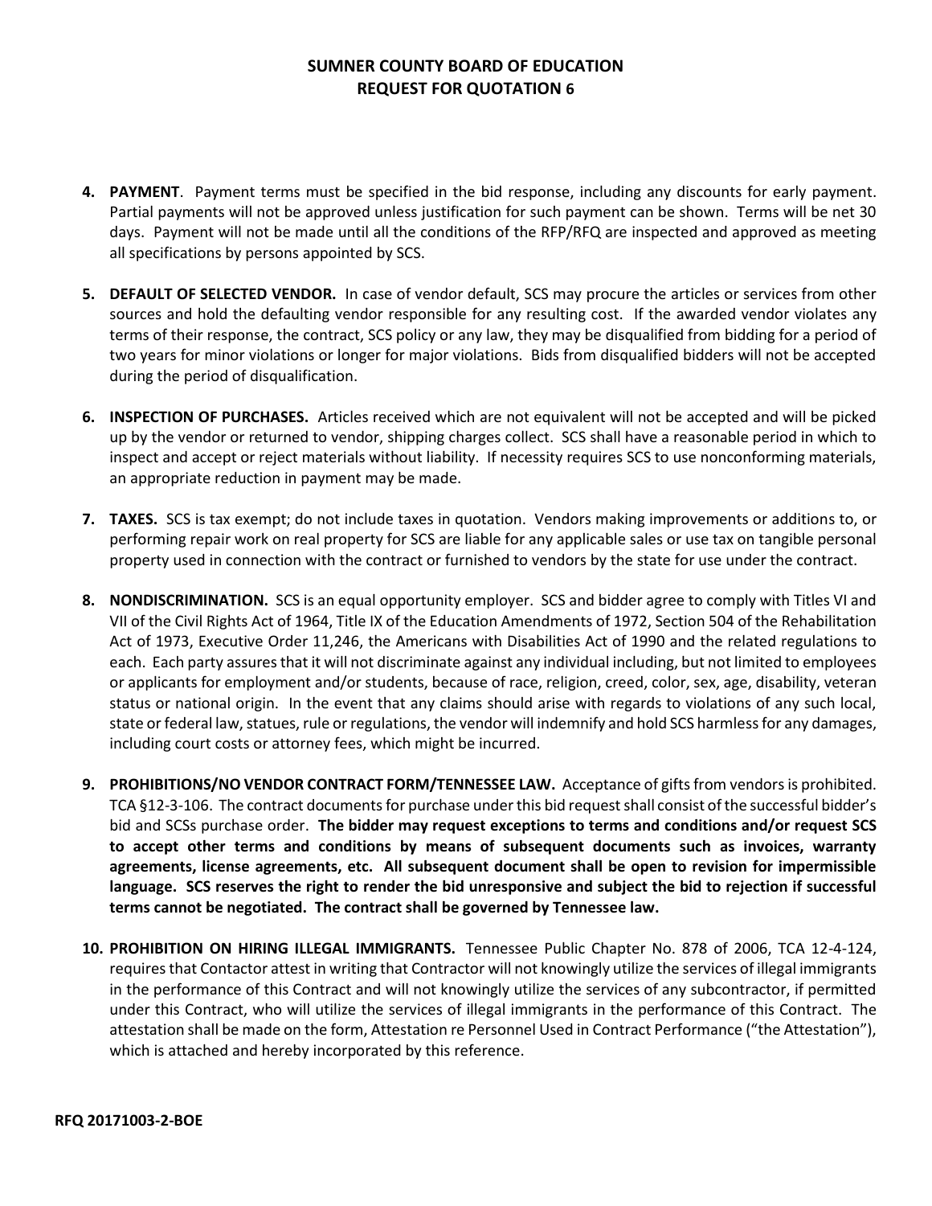4. **PAYMENT**. Payment terms must be specified in the bid response, including any discounts for early payment. Partial payments will not be approved unless justification for such payment can be shown. Terms will be net 30 days. Payment will not be made until all the conditions of the RFP/RFQ are inspected and approved as meeting all specifications by persons appointed by SCS.

5. **DEFAULT OF SELECTED VENDOR.** In case of vendor default, SCS may procure the articles or services from other sources and hold the defaulting vendor responsible for any resulting cost. If the awarded vendor violates any terms of their response, the contract, SCS policy or any law, they may be disqualified from bidding for a period of two years for minor violations or longer for major violations. Bids from disqualified bidders will not be accepted during the period of disqualification.

6. **INSPECTION OF PURCHASES.** Articles received which are not equivalent will not be accepted and will be picked up by the vendor or returned to vendor, shipping charges collect. SCS shall have a reasonable period in which to inspect and accept or reject materials without liability. If necessity requires SCS to use nonconforming materials, an appropriate reduction in payment may be made.

7. **TAXES.** SCS is tax exempt; do not include taxes in quotation. Vendors making improvements or additions to, or performing repair work on real property for SCS are liable for any applicable sales or use tax on tangible personal property used in connection with the contract or furnished to vendors by the state for use under the contract.

8. **NONDISCRIMINATION.** SCS is an equal opportunity employer. SCS and bidder agree to comply with Titles VI and VII of the Civil Rights Act of 1964, Title IX of the Education Amendments of 1972, Section 504 of the Rehabilitation Act of 1973, Executive Order 11,246, the Americans with Disabilities Act of 1990 and the related regulations to each. Each party assures that it will not discriminate against any individual including, but not limited to employees or applicants for employment and/or students, because of race, religion, creed, color, sex, age, disability, veteran status or national origin. In the event that any claims should arise with regards to violations of any such local, state or federal law, statues, rule or regulations, the vendor will indemnify and hold SCS harmless for any damages, including court costs or attorney fees, which might be incurred.

9. **PROHIBITIONS/NO VENDOR CONTRACT FORM/TENNESSEE LAW.** Acceptance of gifts from vendors is prohibited. TCA §12-3-106. The contract documents for purchase under this bid request shall consist of the successful bidder's bid and SCSs purchase order. **The bidder may request exceptions to terms and conditions and/or request SCS to accept other terms and conditions by means of subsequent documents such as invoices, warranty agreements, license agreements, etc. All subsequent document shall be open to revision for impermissible language. SCS reserves the right to render the bid unresponsive and subject the bid to rejection if successful terms cannot be negotiated. The contract shall be governed by Tennessee law.**

10. **PROHIBITION ON HIRING ILLEGAL IMMIGRANTS.** Tennessee Public Chapter No. 878 of 2006, TCA 12-4-124, requires that Contactor attest in writing that Contractor will not knowingly utilize the services of illegal immigrants in the performance of this Contract and will not knowingly utilize the services of any subcontractor, if permitted under this Contract, who will utilize the services of illegal immigrants in the performance of this Contract. The attestation shall be made on the form, Attestation re Personnel Used in Contract Performance ("the Attestation"), which is attached and hereby incorporated by this reference.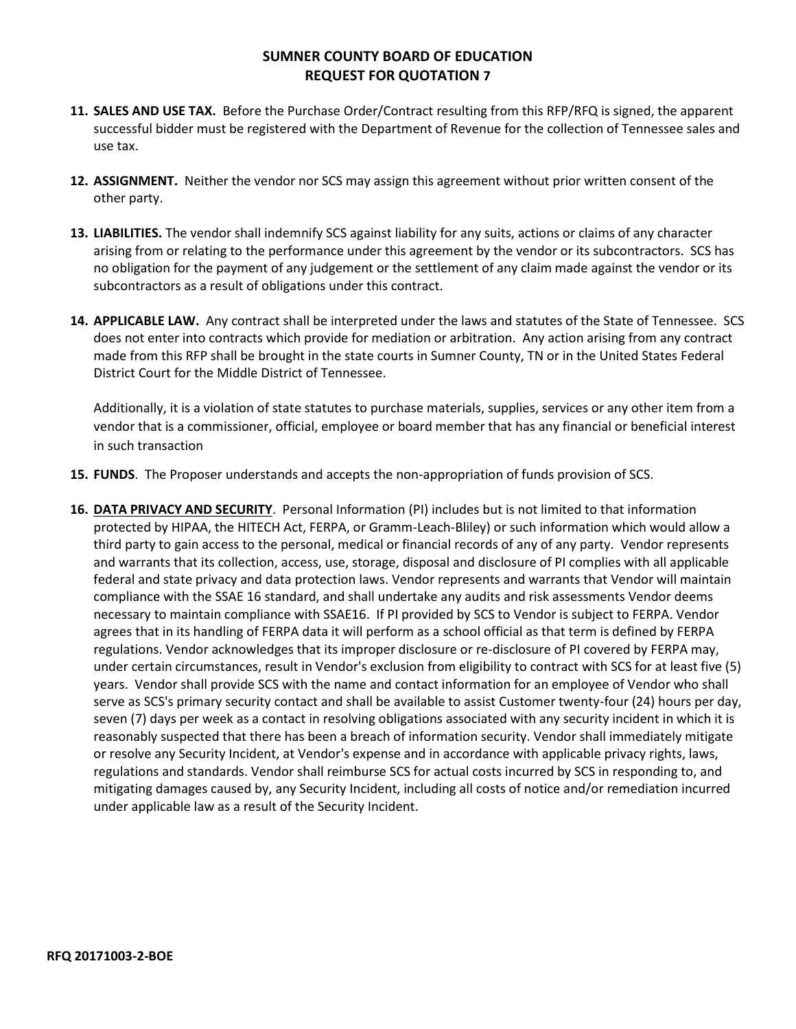**SUMNER COUNTY BOARD OF EDUCATION**
**REQUEST FOR QUOTATION 7**

11. **SALES AND USE TAX.** Before the Purchase Order/Contract resulting from this RFP/RFQ is signed, the apparent successful bidder must be registered with the Department of Revenue for the collection of Tennessee sales and use tax.

12. **ASSIGNMENT.** Neither the vendor nor SCS may assign this agreement without prior written consent of the other party.

13. **LIABILITIES.** The vendor shall indemnify SCS against liability for any suits, actions or claims of any character arising from or relating to the performance under this agreement by the vendor or its subcontractors. SCS has no obligation for the payment of any judgement or the settlement of any claim made against the vendor or its subcontractors as a result of obligations under this contract.

14. **APPLICABLE LAW.** Any contract shall be interpreted under the laws and statutes of the State of Tennessee. SCS does not enter into contracts which provide for mediation or arbitration. Any action arising from any contract made from this RFP shall be brought in the state courts in Sumner County, TN or in the United States Federal District Court for the Middle District of Tennessee.

    Additionally, it is a violation of state statutes to purchase materials, supplies, services or any other item from a vendor that is a commissioner, official, employee or board member that has any financial or beneficial interest in such transaction

15. **FUNDS**. The Proposer understands and accepts the non-appropriation of funds provision of SCS.

16. **DATA PRIVACY AND SECURITY**. Personal Information (PI) includes but is not limited to that information protected by HIPAA, the HITECH Act, FERPA, or Gramm-Leach-Bliley) or such information which would allow a third party to gain access to the personal, medical or financial records of any of any party. Vendor represents and warrants that its collection, access, use, storage, disposal and disclosure of PI complies with all applicable federal and state privacy and data protection laws. Vendor represents and warrants that Vendor will maintain compliance with the SSAE 16 standard, and shall undertake any audits and risk assessments Vendor deems necessary to maintain compliance with SSAE16. If PI provided by SCS to Vendor is subject to FERPA. Vendor agrees that in its handling of FERPA data it will perform as a school official as that term is defined by FERPA regulations. Vendor acknowledges that its improper disclosure or re-disclosure of PI covered by FERPA may, under certain circumstances, result in Vendor's exclusion from eligibility to contract with SCS for at least five (5) years. Vendor shall provide SCS with the name and contact information for an employee of Vendor who shall serve as SCS's primary security contact and shall be available to assist Customer twenty-four (24) hours per day, seven (7) days per week as a contact in resolving obligations associated with any security incident in which it is reasonably suspected that there has been a breach of information security. Vendor shall immediately mitigate or resolve any Security Incident, at Vendor's expense and in accordance with applicable privacy rights, laws, regulations and standards. Vendor shall reimburse SCS for actual costs incurred by SCS in responding to, and mitigating damages caused by, any Security Incident, including all costs of notice and/or remediation incurred under applicable law as a result of the Security Incident.

**RFQ 20171003-2-BOE**